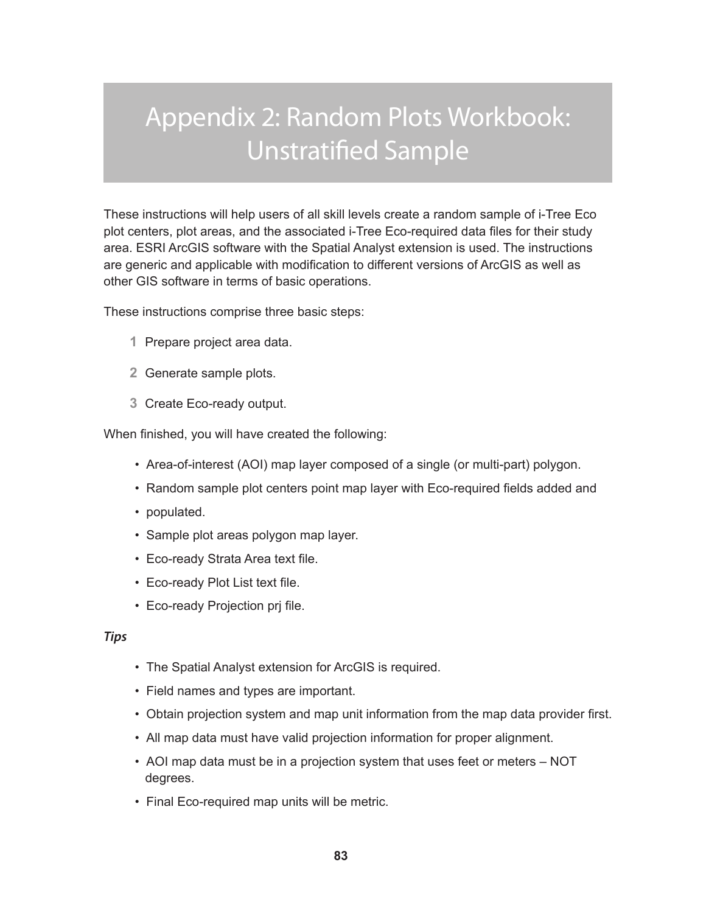# Appendix 2: Random Plots Workbook: Unstratified Sample

These instructions will help users of all skill levels create a random sample of i-Tree Eco plot centers, plot areas, and the associated i-Tree Eco-required data files for their study area. ESRI ArcGIS software with the Spatial Analyst extension is used. The instructions are generic and applicable with modification to different versions of ArcGIS as well as other GIS software in terms of basic operations.

These instructions comprise three basic steps:

1. Prepare project area data.
2. Generate sample plots.
3. Create Eco-ready output.

When finished, you will have created the following:

- Area-of-interest (AOI) map layer composed of a single (or multi-part) polygon.
- Random sample plot centers point map layer with Eco-required fields added and
- populated.
- Sample plot areas polygon map layer.
- Eco-ready Strata Area text file.
- Eco-ready Plot List text file.
- Eco-ready Projection prj file.

### *Tips*

- The Spatial Analyst extension for ArcGIS is required.
- Field names and types are important.
- Obtain projection system and map unit information from the map data provider first.
- All map data must have valid projection information for proper alignment.
- AOI map data must be in a projection system that uses feet or meters – NOT degrees.
- Final Eco-required map units will be metric.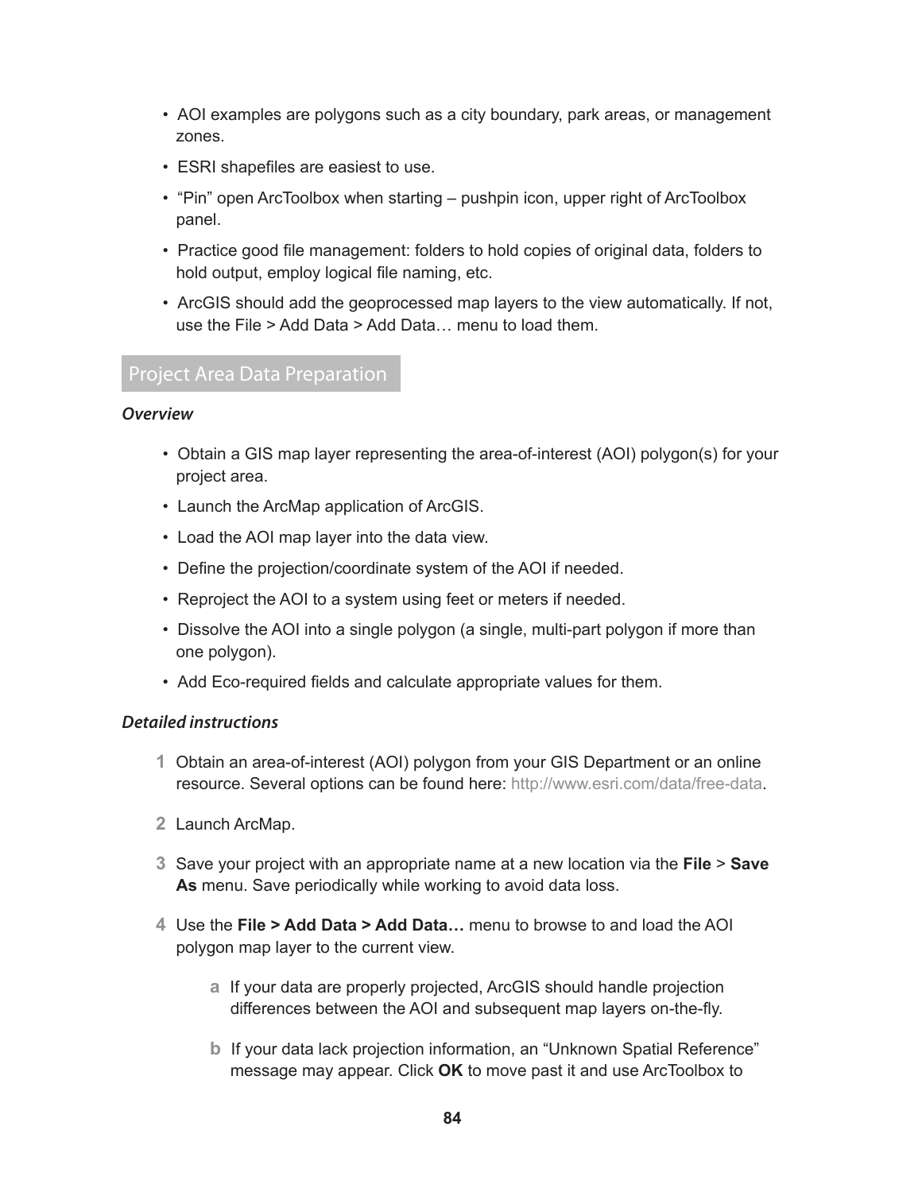- AOI examples are polygons such as a city boundary, park areas, or management zones.
- ESRI shapefiles are easiest to use.
- “Pin” open ArcToolbox when starting – pushpin icon, upper right of ArcToolbox panel.
- Practice good file management: folders to hold copies of original data, folders to hold output, employ logical file naming, etc.
- ArcGIS should add the geoprocessed map layers to the view automatically. If not, use the File > Add Data > Add Data… menu to load them.

## Project Area Data Preparation

### *Overview*

- Obtain a GIS map layer representing the area-of-interest (AOI) polygon(s) for your project area.
- Launch the ArcMap application of ArcGIS.
- Load the AOI map layer into the data view.
- Define the projection/coordinate system of the AOI if needed.
- Reproject the AOI to a system using feet or meters if needed.
- Dissolve the AOI into a single polygon (a single, multi-part polygon if more than one polygon).
- Add Eco-required fields and calculate appropriate values for them.

### *Detailed instructions*

1. Obtain an area-of-interest (AOI) polygon from your GIS Department or an online resource. Several options can be found here: http://www.esri.com/data/free-data.

2. Launch ArcMap.

3. Save your project with an appropriate name at a new location via the **File** > **Save As** menu. Save periodically while working to avoid data loss.

4. Use the **File > Add Data > Add Data…** menu to browse to and load the AOI polygon map layer to the current view.

   a. If your data are properly projected, ArcGIS should handle projection differences between the AOI and subsequent map layers on-the-fly.

   b. If your data lack projection information, an “Unknown Spatial Reference” message may appear. Click **OK** to move past it and use ArcToolbox to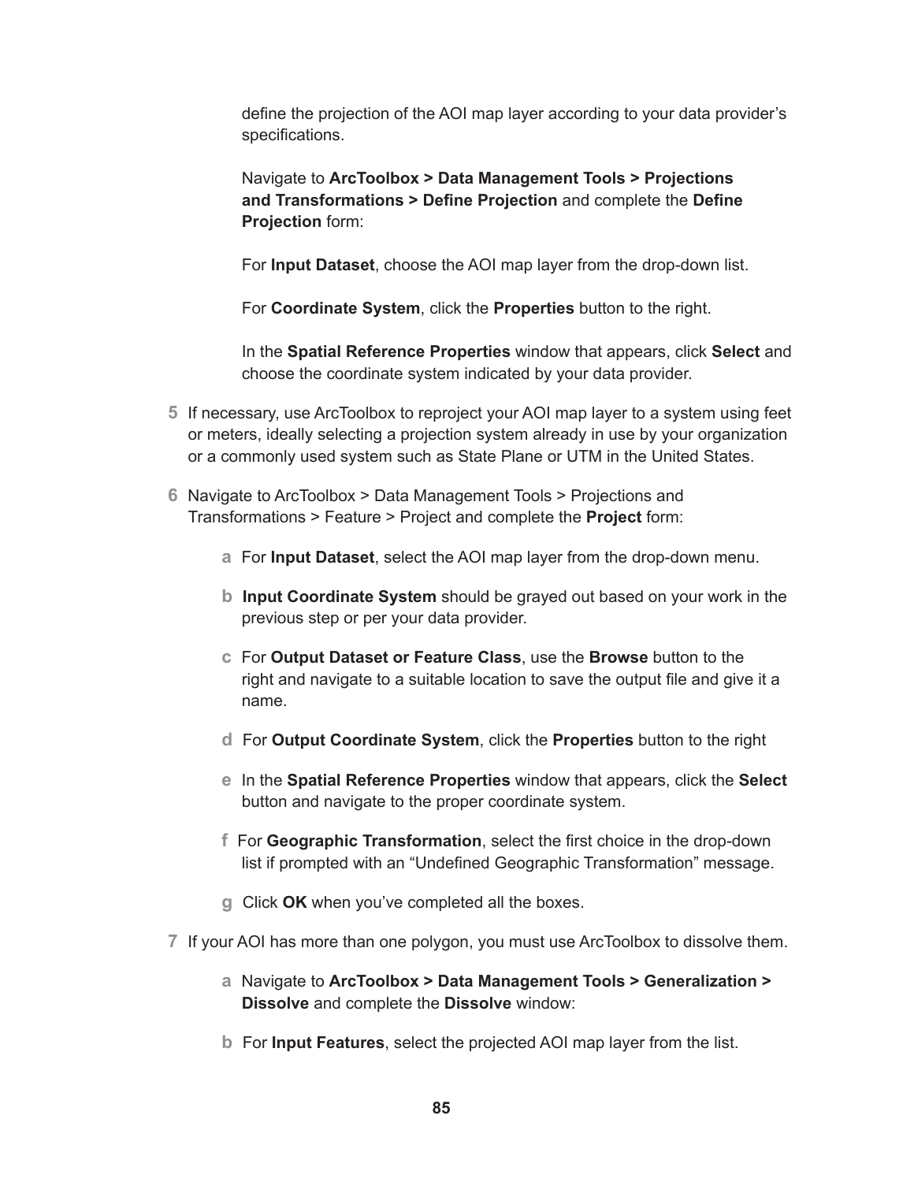define the projection of the AOI map layer according to your data provider's specifications.

Navigate to **ArcToolbox > Data Management Tools > Projections and Transformations > Define Projection** and complete the **Define Projection** form:

For **Input Dataset**, choose the AOI map layer from the drop-down list.

For **Coordinate System**, click the **Properties** button to the right.

In the **Spatial Reference Properties** window that appears, click **Select** and choose the coordinate system indicated by your data provider.

5. If necessary, use ArcToolbox to reproject your AOI map layer to a system using feet or meters, ideally selecting a projection system already in use by your organization or a commonly used system such as State Plane or UTM in the United States.

6. Navigate to ArcToolbox > Data Management Tools > Projections and Transformations > Feature > Project and complete the **Project** form:

   a. For **Input Dataset**, select the AOI map layer from the drop-down menu.

   b. **Input Coordinate System** should be grayed out based on your work in the previous step or per your data provider.

   c. For **Output Dataset or Feature Class**, use the **Browse** button to the right and navigate to a suitable location to save the output file and give it a name.

   d. For **Output Coordinate System**, click the **Properties** button to the right

   e. In the **Spatial Reference Properties** window that appears, click the **Select** button and navigate to the proper coordinate system.

   f. For **Geographic Transformation**, select the first choice in the drop-down list if prompted with an "Undefined Geographic Transformation" message.

   g. Click **OK** when you've completed all the boxes.

7. If your AOI has more than one polygon, you must use ArcToolbox to dissolve them.

   a. Navigate to **ArcToolbox > Data Management Tools > Generalization > Dissolve** and complete the **Dissolve** window:

   b. For **Input Features**, select the projected AOI map layer from the list.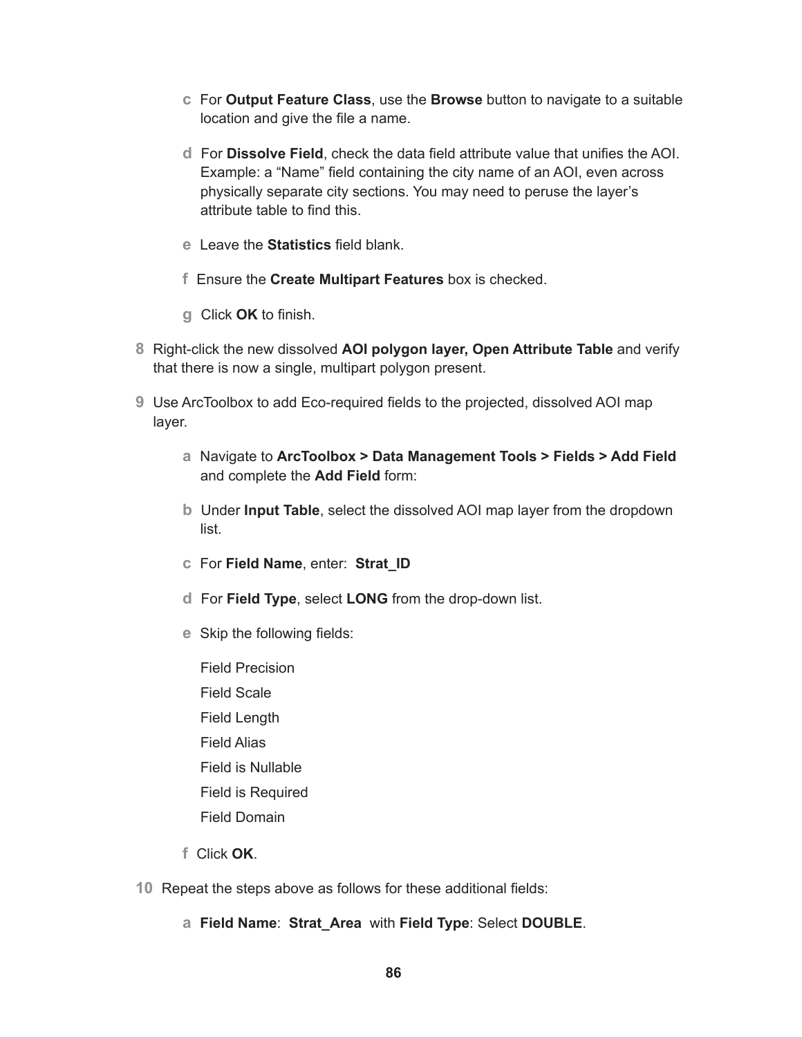c For **Output Feature Class**, use the **Browse** button to navigate to a suitable location and give the file a name.

d For **Dissolve Field**, check the data field attribute value that unifies the AOI. Example: a “Name” field containing the city name of an AOI, even across physically separate city sections. You may need to peruse the layer’s attribute table to find this.

e Leave the **Statistics** field blank.

f Ensure the **Create Multipart Features** box is checked.

g Click **OK** to finish.

8 Right-click the new dissolved **AOI polygon layer, Open Attribute Table** and verify that there is now a single, multipart polygon present.

9 Use ArcToolbox to add Eco-required fields to the projected, dissolved AOI map layer.

a Navigate to **ArcToolbox > Data Management Tools > Fields > Add Field** and complete the **Add Field** form:

b Under **Input Table**, select the dissolved AOI map layer from the dropdown list.

c For **Field Name**, enter: **Strat_ID**

d For **Field Type**, select **LONG** from the drop-down list.

e Skip the following fields:

Field Precision

Field Scale

Field Length

Field Alias

Field is Nullable

Field is Required

Field Domain

f Click **OK**.

10 Repeat the steps above as follows for these additional fields:

a **Field Name**: **Strat_Area** with **Field Type**: Select **DOUBLE**.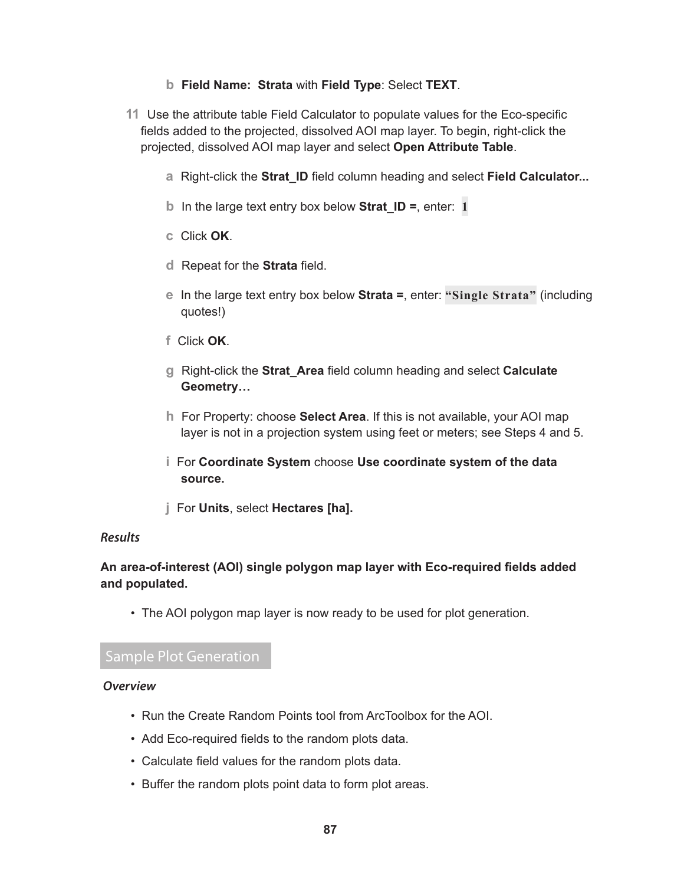b **Field Name: Strata** with **Field Type**: Select **TEXT**.

11 Use the attribute table Field Calculator to populate values for the Eco-specific fields added to the projected, dissolved AOI map layer. To begin, right-click the projected, dissolved AOI map layer and select **Open Attribute Table**.

a Right-click the **Strat_ID** field column heading and select **Field Calculator...**

b In the large text entry box below **Strat_ID =**, enter: **1**

c Click **OK**.

d Repeat for the **Strata** field.

e In the large text entry box below **Strata =**, enter: **"Single Strata"** (including quotes!)

f Click **OK**.

g Right-click the **Strat_Area** field column heading and select **Calculate Geometry…**

h For Property: choose **Select Area**. If this is not available, your AOI map layer is not in a projection system using feet or meters; see Steps 4 and 5.

i For **Coordinate System** choose **Use coordinate system of the data source.**

j For **Units**, select **Hectares [ha].**

*Results*

**An area-of-interest (AOI) single polygon map layer with Eco-required fields added and populated.**

- The AOI polygon map layer is now ready to be used for plot generation.

## Sample Plot Generation

*Overview*

- Run the Create Random Points tool from ArcToolbox for the AOI.
- Add Eco-required fields to the random plots data.
- Calculate field values for the random plots data.
- Buffer the random plots point data to form plot areas.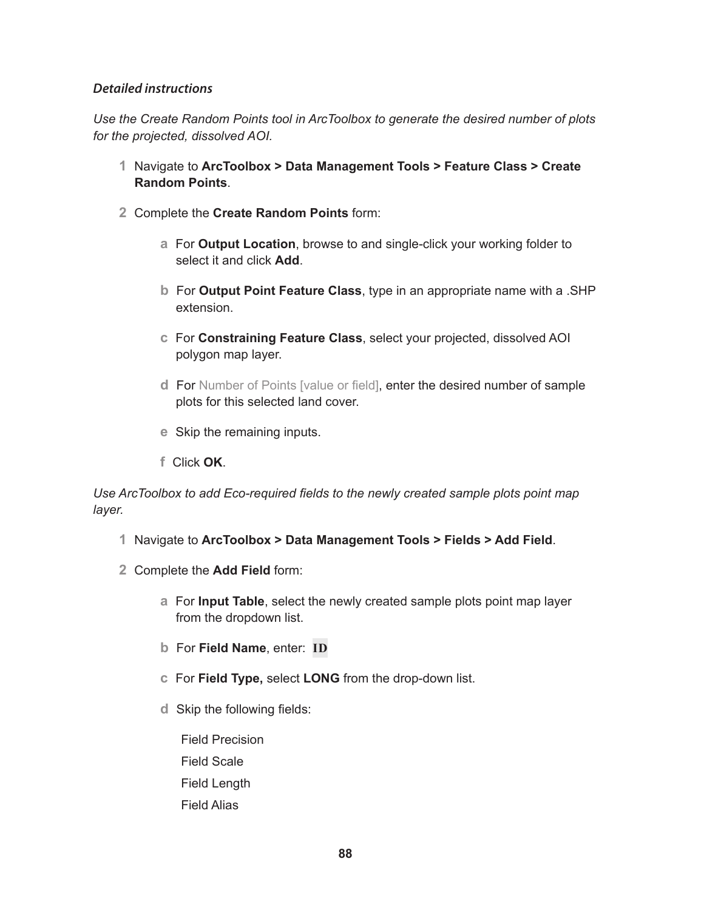### *Detailed instructions*

*Use the Create Random Points tool in ArcToolbox to generate the desired number of plots for the projected, dissolved AOI.*

1. Navigate to **ArcToolbox > Data Management Tools > Feature Class > Create Random Points**.
2. Complete the **Create Random Points** form:
   - a. For **Output Location**, browse to and single-click your working folder to select it and click **Add**.
   - b. For **Output Point Feature Class**, type in an appropriate name with a .SHP extension.
   - c. For **Constraining Feature Class**, select your projected, dissolved AOI polygon map layer.
   - d. For Number of Points [value or field], enter the desired number of sample plots for this selected land cover.
   - e. Skip the remaining inputs.
   - f. Click **OK**.

*Use ArcToolbox to add Eco-required fields to the newly created sample plots point map layer.*

1. Navigate to **ArcToolbox > Data Management Tools > Fields > Add Field**.
2. Complete the **Add Field** form:
   - a. For **Input Table**, select the newly created sample plots point map layer from the dropdown list.
   - b. For **Field Name**, enter: `ID`
   - c. For **Field Type,** select **LONG** from the drop-down list.
   - d. Skip the following fields:

     Field Precision

     Field Scale

     Field Length

     Field Alias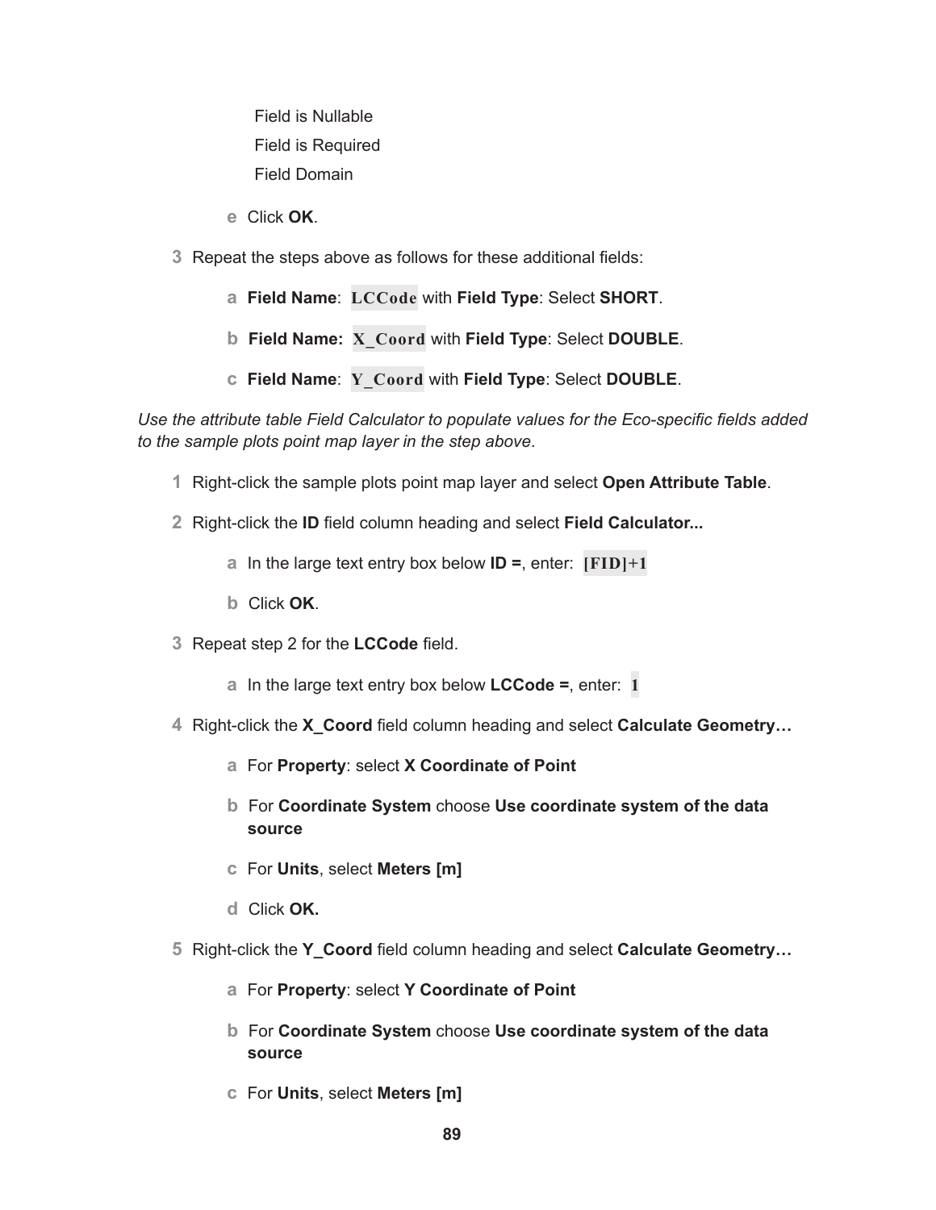Field is Nullable

Field is Required

Field Domain

e. Click **OK**.

3. Repeat the steps above as follows for these additional fields:

   a. **Field Name**: `LCCode` with **Field Type**: Select **SHORT**.

   b. **Field Name:** `X_Coord` with **Field Type**: Select **DOUBLE**.

   c. **Field Name**: `Y_Coord` with **Field Type**: Select **DOUBLE**.

*Use the attribute table Field Calculator to populate values for the Eco-specific fields added to the sample plots point map layer in the step above*.

1. Right-click the sample plots point map layer and select **Open Attribute Table**.

2. Right-click the **ID** field column heading and select **Field Calculator...**

   a. In the large text entry box below **ID =**, enter: `[FID]+1`

   b. Click **OK**.

3. Repeat step 2 for the **LCCode** field.

   a. In the large text entry box below **LCCode =**, enter: `1`

4. Right-click the **X_Coord** field column heading and select **Calculate Geometry…**

   a. For **Property**: select **X Coordinate of Point**

   b. For **Coordinate System** choose **Use coordinate system of the data source**

   c. For **Units**, select **Meters [m]**

   d. Click **OK.**

5. Right-click the **Y_Coord** field column heading and select **Calculate Geometry…**

   a. For **Property**: select **Y Coordinate of Point**

   b. For **Coordinate System** choose **Use coordinate system of the data source**

   c. For **Units**, select **Meters [m]**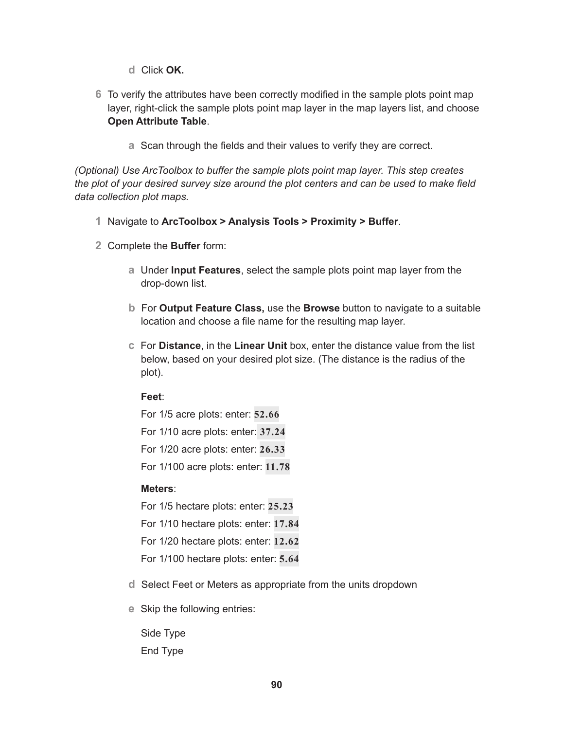d Click **OK.**

6 To verify the attributes have been correctly modified in the sample plots point map layer, right-click the sample plots point map layer in the map layers list, and choose **Open Attribute Table**.

   a Scan through the fields and their values to verify they are correct.

*(Optional) Use ArcToolbox to buffer the sample plots point map layer. This step creates the plot of your desired survey size around the plot centers and can be used to make field data collection plot maps.*

1 Navigate to **ArcToolbox > Analysis Tools > Proximity > Buffer**.

2 Complete the **Buffer** form:

   a Under **Input Features**, select the sample plots point map layer from the drop-down list.

   b For **Output Feature Class,** use the **Browse** button to navigate to a suitable location and choose a file name for the resulting map layer.

   c For **Distance**, in the **Linear Unit** box, enter the distance value from the list below, based on your desired plot size. (The distance is the radius of the plot).

   **Feet**:

   For 1/5 acre plots: enter: **52.66**

   For 1/10 acre plots: enter: **37.24**

   For 1/20 acre plots: enter: **26.33**

   For 1/100 acre plots: enter: **11.78**

   **Meters**:

   For 1/5 hectare plots: enter: **25.23**

   For 1/10 hectare plots: enter: **17.84**

   For 1/20 hectare plots: enter: **12.62**

   For 1/100 hectare plots: enter: **5.64**

   d Select Feet or Meters as appropriate from the units dropdown

   e Skip the following entries:

   Side Type

   End Type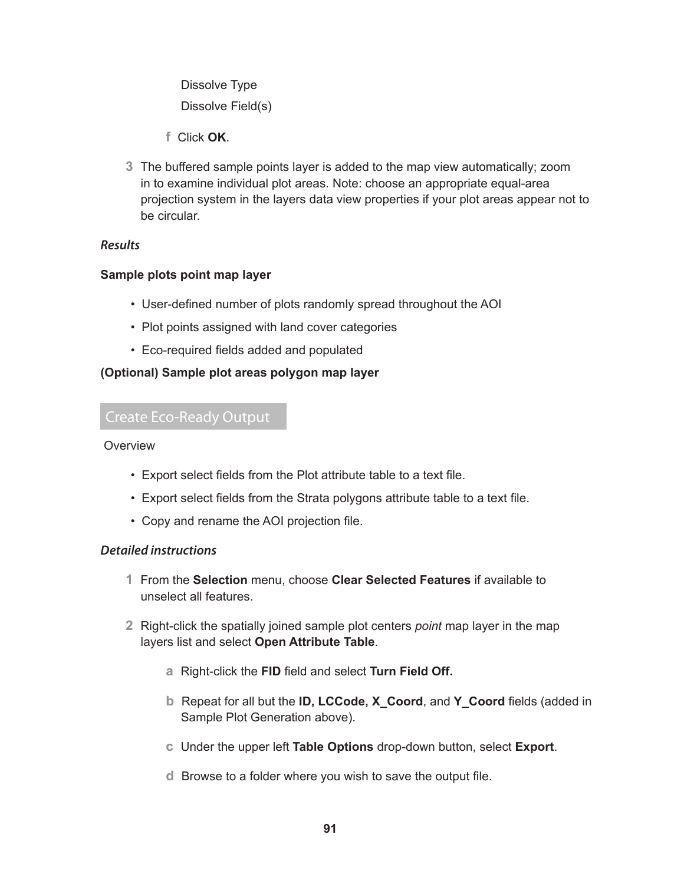Dissolve Type

Dissolve Field(s)

f Click **OK**.

3 The buffered sample points layer is added to the map view automatically; zoom in to examine individual plot areas. Note: choose an appropriate equal-area projection system in the layers data view properties if your plot areas appear not to be circular.

*Results*

**Sample plots point map layer**

- User-defined number of plots randomly spread throughout the AOI
- Plot points assigned with land cover categories
- Eco-required fields added and populated

**(Optional) Sample plot areas polygon map layer**

## Create Eco-Ready Output

Overview

- Export select fields from the Plot attribute table to a text file.
- Export select fields from the Strata polygons attribute table to a text file.
- Copy and rename the AOI projection file.

*Detailed instructions*

1 From the **Selection** menu, choose **Clear Selected Features** if available to unselect all features.

2 Right-click the spatially joined sample plot centers *point* map layer in the map layers list and select **Open Attribute Table**.

a Right-click the **FID** field and select **Turn Field Off.**

b Repeat for all but the **ID, LCCode, X_Coord**, and **Y_Coord** fields (added in Sample Plot Generation above).

c Under the upper left **Table Options** drop-down button, select **Export**.

d Browse to a folder where you wish to save the output file.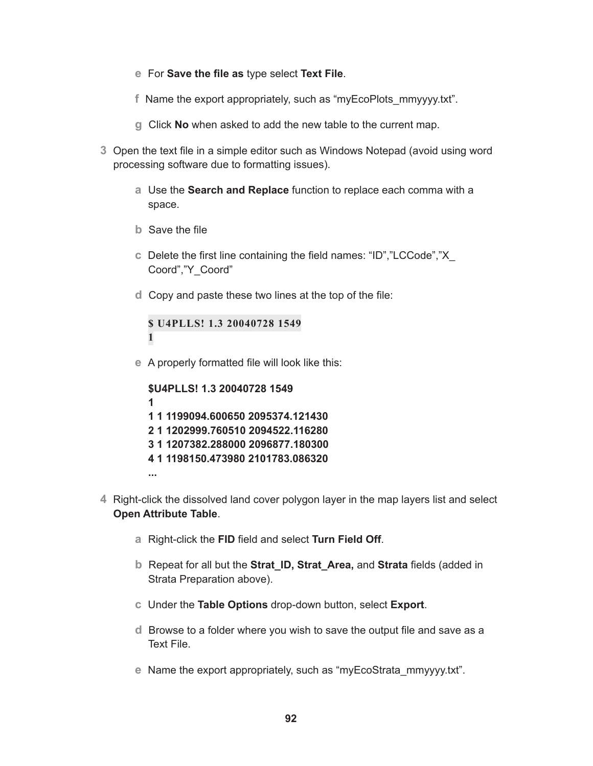- **e** For **Save the file as** type select **Text File**.
- **f** Name the export appropriately, such as “myEcoPlots_mmyyyy.txt”.
- **g** Click **No** when asked to add the new table to the current map.

**3** Open the text file in a simple editor such as Windows Notepad (avoid using word processing software due to formatting issues).

- **a** Use the **Search and Replace** function to replace each comma with a space.
- **b** Save the file
- **c** Delete the first line containing the field names: “ID”,”LCCode”,”X_Coord”,”Y_Coord”
- **d** Copy and paste these two lines at the top of the file:

```
$ U4PLLS! 1.3 20040728 1549
1
```

- **e** A properly formatted file will look like this:

```
$U4PLLS! 1.3 20040728 1549
1
1 1 1199094.600650 2095374.121430
2 1 1202999.760510 2094522.116280
3 1 1207382.288000 2096877.180300
4 1 1198150.473980 2101783.086320
...
```

**4** Right-click the dissolved land cover polygon layer in the map layers list and select **Open Attribute Table**.

- **a** Right-click the **FID** field and select **Turn Field Off**.
- **b** Repeat for all but the **Strat_ID, Strat_Area,** and **Strata** fields (added in Strata Preparation above).
- **c** Under the **Table Options** drop-down button, select **Export**.
- **d** Browse to a folder where you wish to save the output file and save as a Text File.
- **e** Name the export appropriately, such as “myEcoStrata_mmyyyy.txt”.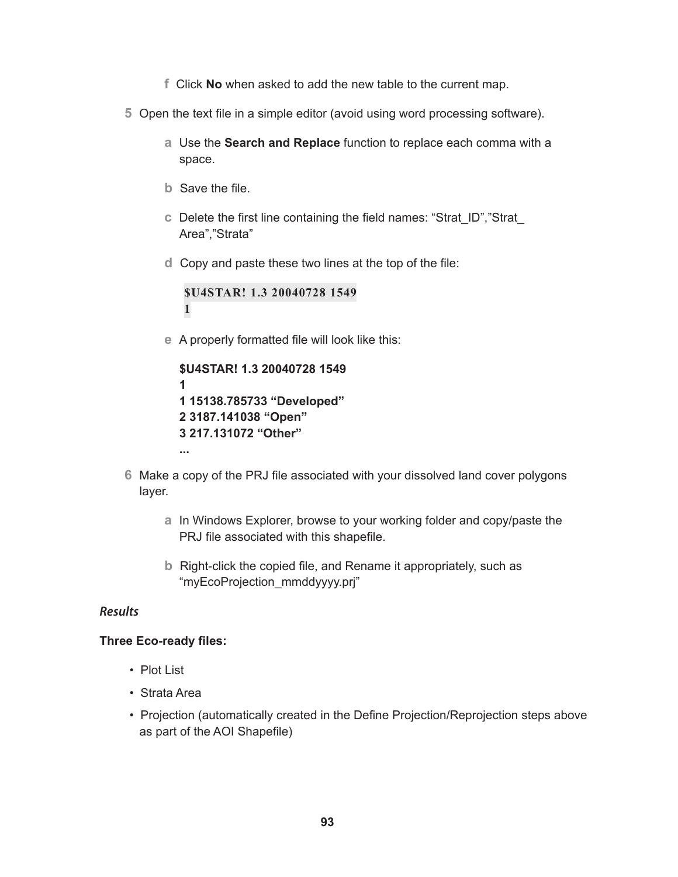f Click **No** when asked to add the new table to the current map.

5 Open the text file in a simple editor (avoid using word processing software).

   a Use the **Search and Replace** function to replace each comma with a space.

   b Save the file.

   c Delete the first line containing the field names: “Strat_ID”,”Strat_Area”,”Strata”

   d Copy and paste these two lines at the top of the file:

   ```
   $U4STAR! 1.3 20040728 1549
   1
   ```

   e A properly formatted file will look like this:

   **$U4STAR! 1.3 20040728 1549**
   **1**
   **1 15138.785733 “Developed”**
   **2 3187.141038 “Open”**
   **3 217.131072 “Other”**
   **...**

6 Make a copy of the PRJ file associated with your dissolved land cover polygons layer.

   a In Windows Explorer, browse to your working folder and copy/paste the PRJ file associated with this shapefile.

   b Right-click the copied file, and Rename it appropriately, such as “myEcoProjection_mmddyyyy.prj”

*Results*

**Three Eco-ready files:**

- Plot List
- Strata Area
- Projection (automatically created in the Define Projection/Reprojection steps above as part of the AOI Shapefile)